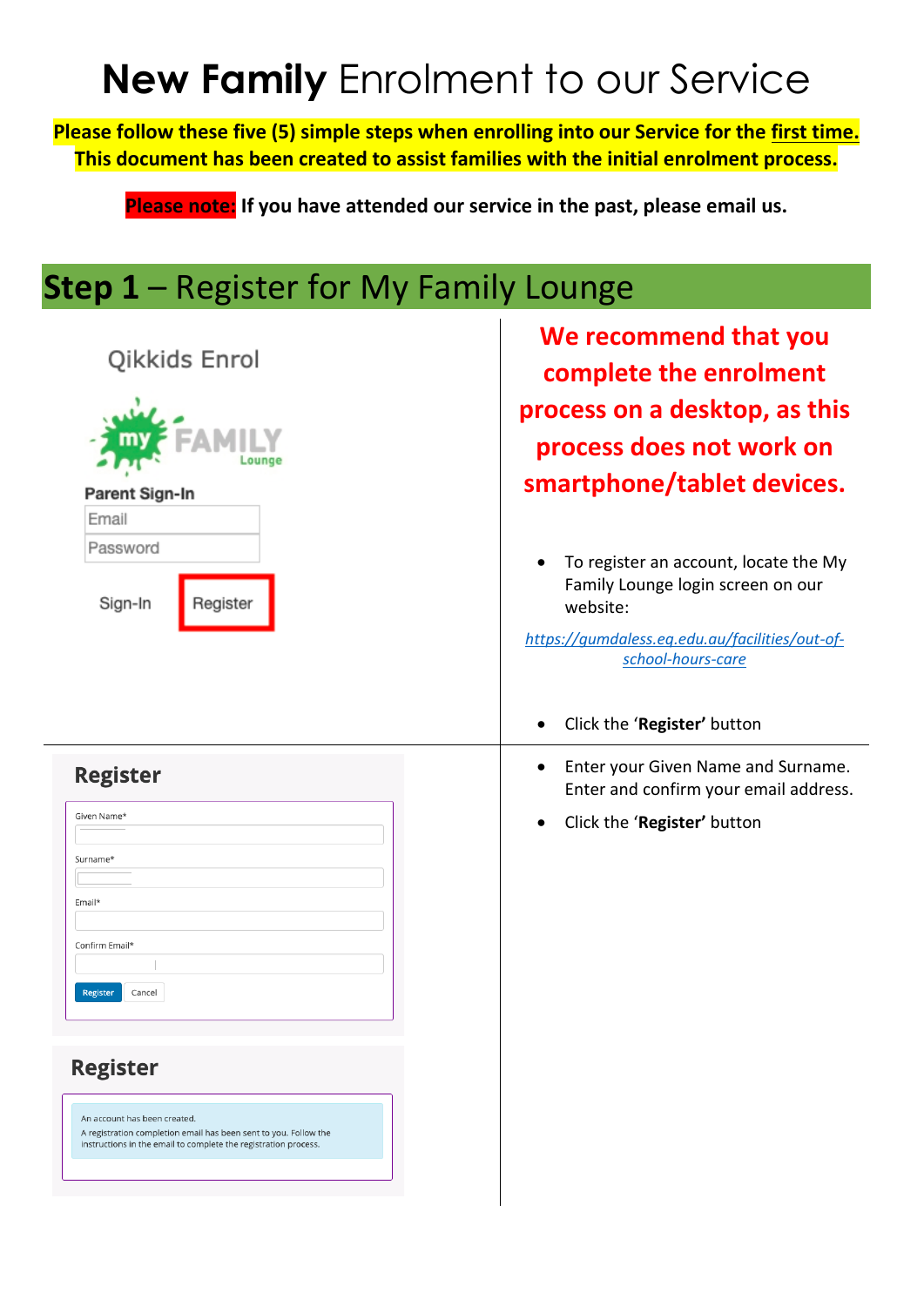# **New Family** Enrolment to our Service

**Please follow these five (5) simple steps when enrolling into our Service for the first time. This document has been created to assist families with the initial enrolment process.**

**Please note: If you have attended our service in the past, please email us.**

## **Step 1** – Register for My Family Lounge

Qikkids Enrol

Parent Sign-In

Email

Password

Sign-In Register

**We recommend that you complete the enrolment process on a desktop, as this process does not work on smartphone/tablet devices.**

- To register an account, locate the My Family Lounge login screen on our website:

*https://gumdaless.eq.edu.au/facilities/out-of-school-hours-care*

- Click the '**Register'** button

Register

Given Name*

Surname*

Email*

Confirm Email*

Register Cancel

- Enter your Given Name and Surname. Enter and confirm your email address.
- Click the '**Register'** button

Register

An account has been created.

A registration completion email has been sent to you. Follow the instructions in the email to complete the registration process.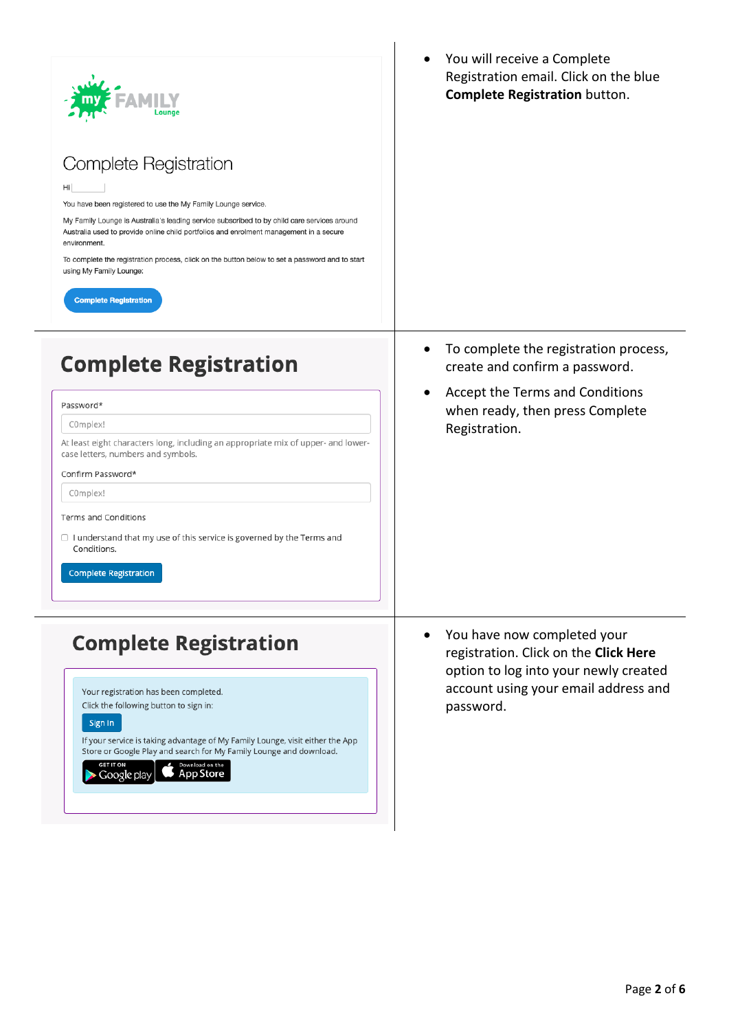| | |
|---|---|
| **Complete Registration**<br><br>Hi<br><br>You have been registered to use the My Family Lounge service.<br><br>My Family Lounge is Australia's leading service subscribed to by child care services around Australia used to provide online child portfolios and enrolment management in a secure environment.<br><br>To complete the registration process, click on the button below to set a password and to start using My Family Lounge:<br><br>[Complete Registration] | • You will receive a Complete Registration email. Click on the blue **Complete Registration** button. |
| **Complete Registration**<br><br>Password*<br>C0mplex!<br>At least eight characters long, including an appropriate mix of upper- and lower-case letters, numbers and symbols.<br><br>Confirm Password*<br>C0mplex!<br><br>Terms and Conditions<br>☐ I understand that my use of this service is governed by the Terms and Conditions.<br><br>[Complete Registration] | • To complete the registration process, create and confirm a password.<br>• Accept the Terms and Conditions when ready, then press Complete Registration. |
| **Complete Registration**<br><br>Your registration has been completed.<br>Click the following button to sign in:<br>[Sign In]<br><br>If your service is taking advantage of My Family Lounge, visit either the App Store or Google Play and search for My Family Lounge and download.<br><br>GET IT ON Google play · Download on the App Store | • You have now completed your registration. Click on the **Click Here** option to log into your newly created account using your email address and password. |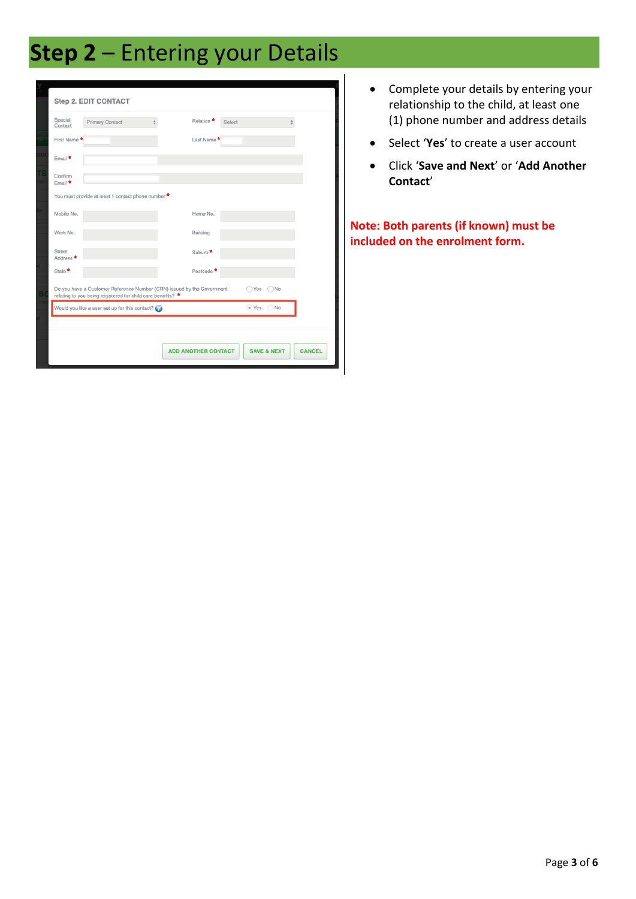# **Step 2** – Entering your Details

- Complete your details by entering your relationship to the child, at least one (1) phone number and address details
- Select '**Yes**' to create a user account
- Click '**Save and Next**' or '**Add Another Contact**'

**Note: Both parents (if known) must be included on the enrolment form.**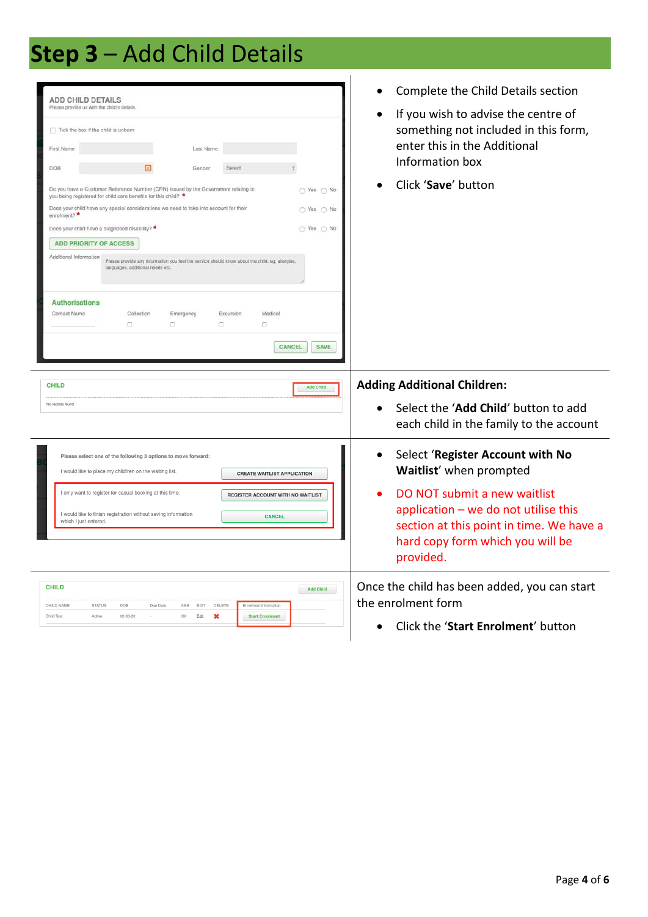# **Step 3** – Add Child Details

- Complete the Child Details section
- If you wish to advise the centre of something not included in this form, enter this in the Additional Information box
- Click '**Save**' button

**Adding Additional Children:**

- Select the '**Add Child**' button to add each child in the family to the account

- Select '**Register Account with No Waitlist**' when prompted
- DO NOT submit a new waitlist application – we do not utilise this section at this point in time. We have a hard copy form which you will be provided.

Once the child has been added, you can start the enrolment form

- Click the '**Start Enrolment**' button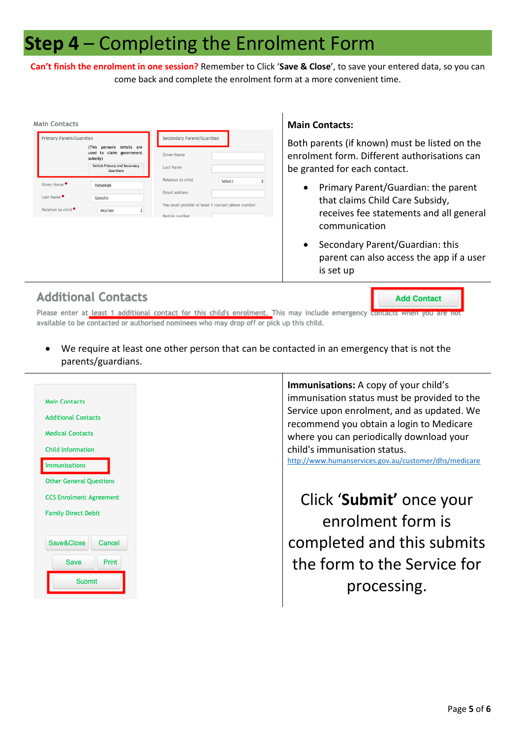# **Step 4** – Completing the Enrolment Form

**Can't finish the enrolment in one session?** Remember to Click '**Save & Close**', to save your entered data, so you can come back and complete the enrolment form at a more convenient time.

Main Contacts

Primary Parent/Guardian

(This person's details are used to claim government subsidy)

Switch Primary and Secondary Guardians

Given Name * Rebekah

Last Name * Goodie

Relation to child * Mother

Secondary Parent/Guardian

Given Name

Last Name

Relation to child Select

Email address

You must provide at least 1 contact phone number

Mobile number

**Main Contacts:**

Both parents (if known) must be listed on the enrolment form. Different authorisations can be granted for each contact.

- Primary Parent/Guardian: the parent that claims Child Care Subsidy, receives fee statements and all general communication
- Secondary Parent/Guardian: this parent can also access the app if a user is set up

## Additional Contacts

Add Contact

Please enter at least 1 additional contact for this child's enrolment. This may include emergency contacts when you are not available to be contacted or authorised nominees who may drop off or pick up this child.

- We require at least one other person that can be contacted in an emergency that is not the parents/guardians.

Main Contacts

Additional Contacts

Medical Contacts

Child Information

Immunisations

Other General Questions

CCS Enrolment Agreement

Family Direct Debit

Save&Close Cancel

Save Print

Submit

**Immunisations:** A copy of your child's immunisation status must be provided to the Service upon enrolment, and as updated. We recommend you obtain a login to Medicare where you can periodically download your child's immunisation status.
http://www.humanservices.gov.au/customer/dhs/medicare

Click '**Submit'** once your enrolment form is completed and this submits the form to the Service for processing.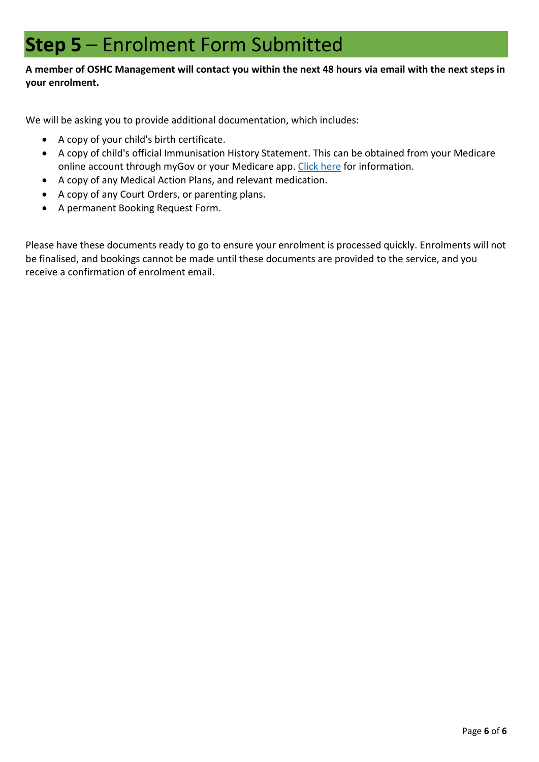# **Step 5** – Enrolment Form Submitted

**A member of OSHC Management will contact you within the next 48 hours via email with the next steps in your enrolment.**

We will be asking you to provide additional documentation, which includes:

- A copy of your child's birth certificate.
- A copy of child's official Immunisation History Statement. This can be obtained from your Medicare online account through myGov or your Medicare app. Click here for information.
- A copy of any Medical Action Plans, and relevant medication.
- A copy of any Court Orders, or parenting plans.
- A permanent Booking Request Form.

Please have these documents ready to go to ensure your enrolment is processed quickly. Enrolments will not be finalised, and bookings cannot be made until these documents are provided to the service, and you receive a confirmation of enrolment email.